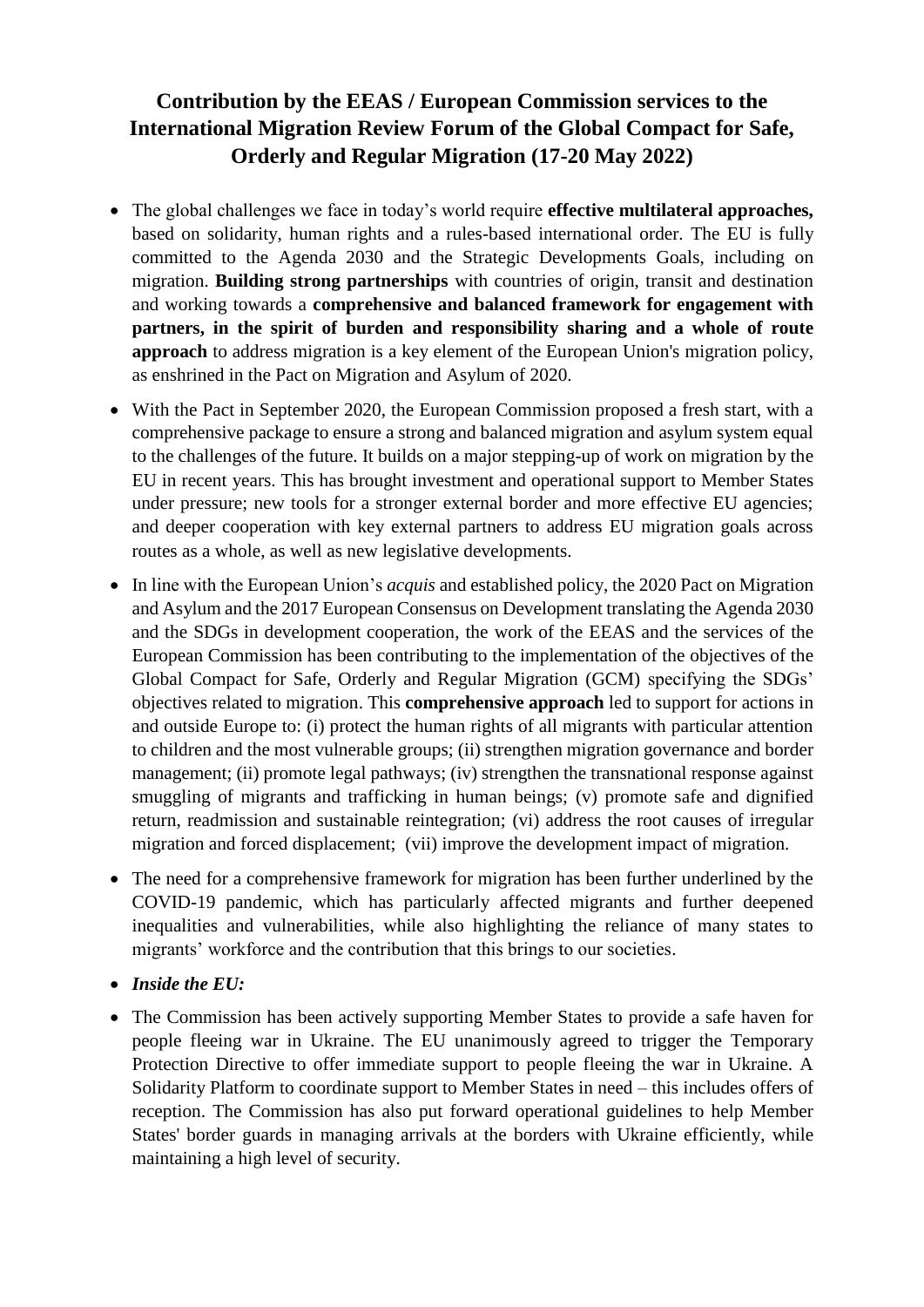# Contribution by the EEAS / European Commission services to the International Migration Review Forum of the Global Compact for Safe, Orderly and Regular Migration (17-20 May 2022)

- The global challenges we face in today's world require **effective multilateral approaches,** based on solidarity, human rights and a rules-based international order. The EU is fully committed to the Agenda 2030 and the Strategic Developments Goals, including on migration. **Building strong partnerships** with countries of origin, transit and destination and working towards a **comprehensive and balanced framework for engagement with partners, in the spirit of burden and responsibility sharing and a whole of route approach** to address migration is a key element of the European Union's migration policy, as enshrined in the Pact on Migration and Asylum of 2020.
- With the Pact in September 2020, the European Commission proposed a fresh start, with a comprehensive package to ensure a strong and balanced migration and asylum system equal to the challenges of the future. It builds on a major stepping-up of work on migration by the EU in recent years. This has brought investment and operational support to Member States under pressure; new tools for a stronger external border and more effective EU agencies; and deeper cooperation with key external partners to address EU migration goals across routes as a whole, as well as new legislative developments.
- In line with the European Union's *acquis* and established policy, the 2020 Pact on Migration and Asylum and the 2017 European Consensus on Development translating the Agenda 2030 and the SDGs in development cooperation, the work of the EEAS and the services of the European Commission has been contributing to the implementation of the objectives of the Global Compact for Safe, Orderly and Regular Migration (GCM) specifying the SDGs' objectives related to migration. This **comprehensive approach** led to support for actions in and outside Europe to: (i) protect the human rights of all migrants with particular attention to children and the most vulnerable groups; (ii) strengthen migration governance and border management; (ii) promote legal pathways; (iv) strengthen the transnational response against smuggling of migrants and trafficking in human beings; (v) promote safe and dignified return, readmission and sustainable reintegration; (vi) address the root causes of irregular migration and forced displacement; (vii) improve the development impact of migration.
- The need for a comprehensive framework for migration has been further underlined by the COVID-19 pandemic, which has particularly affected migrants and further deepened inequalities and vulnerabilities, while also highlighting the reliance of many states to migrants' workforce and the contribution that this brings to our societies.
- ***Inside the EU:***
- The Commission has been actively supporting Member States to provide a safe haven for people fleeing war in Ukraine. The EU unanimously agreed to trigger the Temporary Protection Directive to offer immediate support to people fleeing the war in Ukraine. A Solidarity Platform to coordinate support to Member States in need – this includes offers of reception. The Commission has also put forward operational guidelines to help Member States' border guards in managing arrivals at the borders with Ukraine efficiently, while maintaining a high level of security.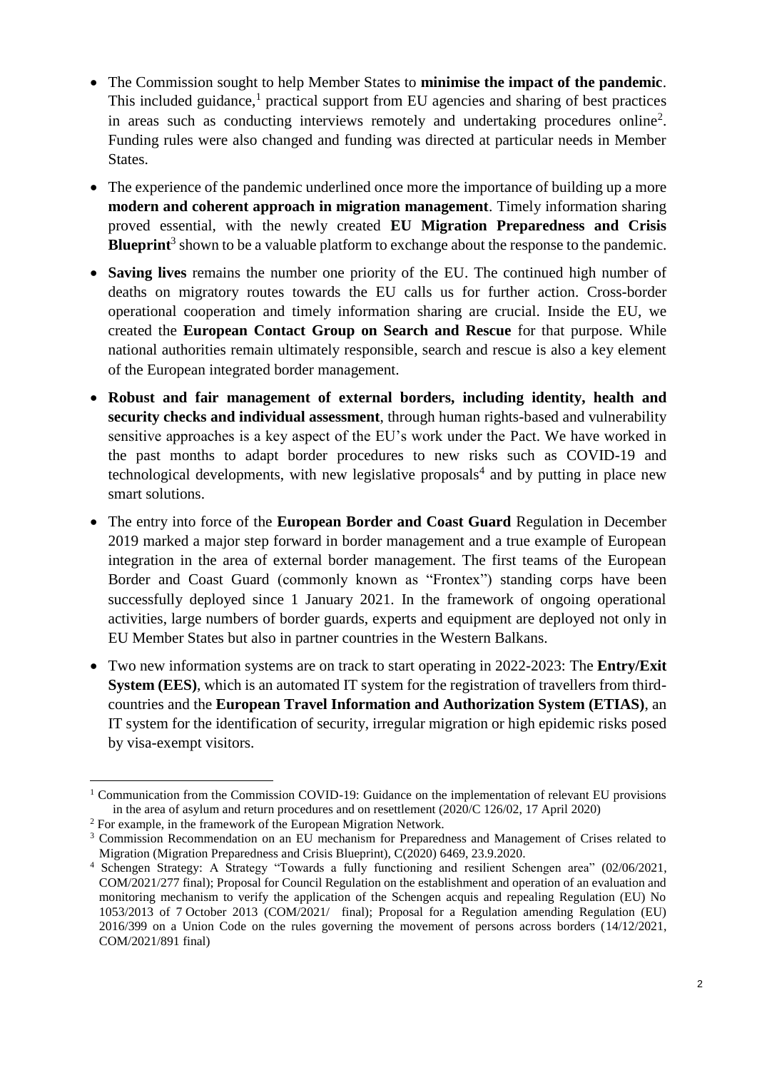- The Commission sought to help Member States to **minimise the impact of the pandemic**. This included guidance,[1] practical support from EU agencies and sharing of best practices in areas such as conducting interviews remotely and undertaking procedures online[2]. Funding rules were also changed and funding was directed at particular needs in Member States.

- The experience of the pandemic underlined once more the importance of building up a more **modern and coherent approach in migration management**. Timely information sharing proved essential, with the newly created **EU Migration Preparedness and Crisis Blueprint**[3] shown to be a valuable platform to exchange about the response to the pandemic.

- **Saving lives** remains the number one priority of the EU. The continued high number of deaths on migratory routes towards the EU calls us for further action. Cross-border operational cooperation and timely information sharing are crucial. Inside the EU, we created the **European Contact Group on Search and Rescue** for that purpose. While national authorities remain ultimately responsible, search and rescue is also a key element of the European integrated border management.

- **Robust and fair management of external borders, including identity, health and security checks and individual assessment**, through human rights-based and vulnerability sensitive approaches is a key aspect of the EU's work under the Pact. We have worked in the past months to adapt border procedures to new risks such as COVID-19 and technological developments, with new legislative proposals[4] and by putting in place new smart solutions.

- The entry into force of the **European Border and Coast Guard** Regulation in December 2019 marked a major step forward in border management and a true example of European integration in the area of external border management. The first teams of the European Border and Coast Guard (commonly known as "Frontex") standing corps have been successfully deployed since 1 January 2021. In the framework of ongoing operational activities, large numbers of border guards, experts and equipment are deployed not only in EU Member States but also in partner countries in the Western Balkans.

- Two new information systems are on track to start operating in 2022-2023: The **Entry/Exit System (EES)**, which is an automated IT system for the registration of travellers from third-countries and the **European Travel Information and Authorization System (ETIAS)**, an IT system for the identification of security, irregular migration or high epidemic risks posed by visa-exempt visitors.

---

[1] Communication from the Commission COVID-19: Guidance on the implementation of relevant EU provisions in the area of asylum and return procedures and on resettlement (2020/C 126/02, 17 April 2020)

[2] For example, in the framework of the European Migration Network.

[3] Commission Recommendation on an EU mechanism for Preparedness and Management of Crises related to Migration (Migration Preparedness and Crisis Blueprint), C(2020) 6469, 23.9.2020.

[4] Schengen Strategy: A Strategy "Towards a fully functioning and resilient Schengen area" (02/06/2021, COM/2021/277 final); Proposal for Council Regulation on the establishment and operation of an evaluation and monitoring mechanism to verify the application of the Schengen acquis and repealing Regulation (EU) No 1053/2013 of 7 October 2013 (COM/2021/ final); Proposal for a Regulation amending Regulation (EU) 2016/399 on a Union Code on the rules governing the movement of persons across borders (14/12/2021, COM/2021/891 final)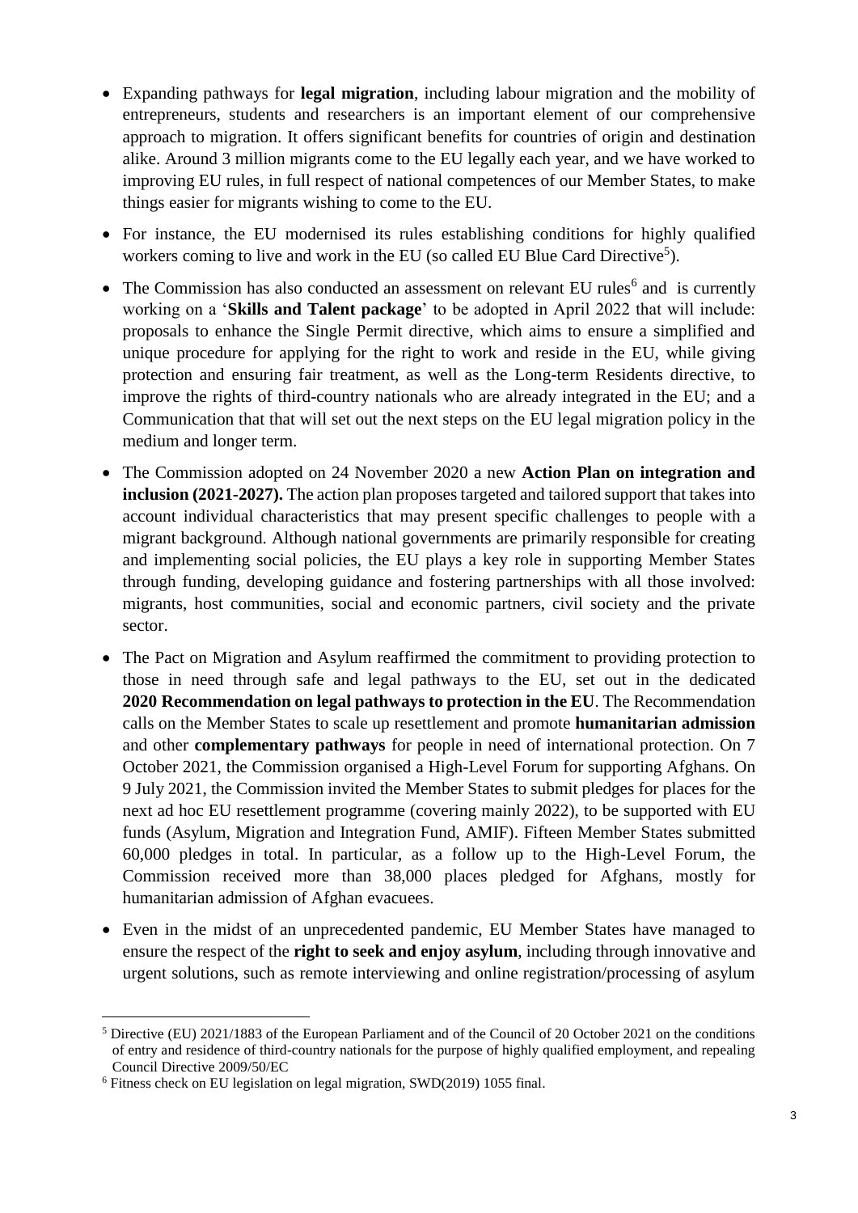- Expanding pathways for **legal migration**, including labour migration and the mobility of entrepreneurs, students and researchers is an important element of our comprehensive approach to migration. It offers significant benefits for countries of origin and destination alike. Around 3 million migrants come to the EU legally each year, and we have worked to improving EU rules, in full respect of national competences of our Member States, to make things easier for migrants wishing to come to the EU.
- For instance, the EU modernised its rules establishing conditions for highly qualified workers coming to live and work in the EU (so called EU Blue Card Directive[5]).
- The Commission has also conducted an assessment on relevant EU rules[6] and is currently working on a '**Skills and Talent package**' to be adopted in April 2022 that will include: proposals to enhance the Single Permit directive, which aims to ensure a simplified and unique procedure for applying for the right to work and reside in the EU, while giving protection and ensuring fair treatment, as well as the Long-term Residents directive, to improve the rights of third-country nationals who are already integrated in the EU; and a Communication that that will set out the next steps on the EU legal migration policy in the medium and longer term.
- The Commission adopted on 24 November 2020 a new **Action Plan on integration and inclusion (2021-2027).** The action plan proposes targeted and tailored support that takes into account individual characteristics that may present specific challenges to people with a migrant background. Although national governments are primarily responsible for creating and implementing social policies, the EU plays a key role in supporting Member States through funding, developing guidance and fostering partnerships with all those involved: migrants, host communities, social and economic partners, civil society and the private sector.
- The Pact on Migration and Asylum reaffirmed the commitment to providing protection to those in need through safe and legal pathways to the EU, set out in the dedicated **2020 Recommendation on legal pathways to protection in the EU**. The Recommendation calls on the Member States to scale up resettlement and promote **humanitarian admission** and other **complementary pathways** for people in need of international protection. On 7 October 2021, the Commission organised a High-Level Forum for supporting Afghans. On 9 July 2021, the Commission invited the Member States to submit pledges for places for the next ad hoc EU resettlement programme (covering mainly 2022), to be supported with EU funds (Asylum, Migration and Integration Fund, AMIF). Fifteen Member States submitted 60,000 pledges in total. In particular, as a follow up to the High-Level Forum, the Commission received more than 38,000 places pledged for Afghans, mostly for humanitarian admission of Afghan evacuees.
- Even in the midst of an unprecedented pandemic, EU Member States have managed to ensure the respect of the **right to seek and enjoy asylum**, including through innovative and urgent solutions, such as remote interviewing and online registration/processing of asylum

---

[5] Directive (EU) 2021/1883 of the European Parliament and of the Council of 20 October 2021 on the conditions of entry and residence of third-country nationals for the purpose of highly qualified employment, and repealing Council Directive 2009/50/EC

[6] Fitness check on EU legislation on legal migration, SWD(2019) 1055 final.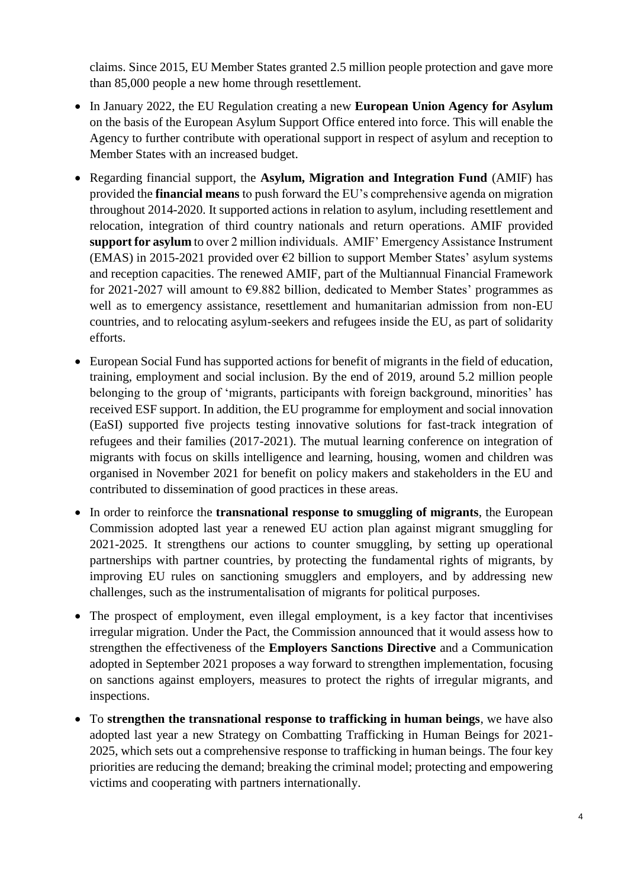claims. Since 2015, EU Member States granted 2.5 million people protection and gave more than 85,000 people a new home through resettlement.

- In January 2022, the EU Regulation creating a new **European Union Agency for Asylum** on the basis of the European Asylum Support Office entered into force. This will enable the Agency to further contribute with operational support in respect of asylum and reception to Member States with an increased budget.
- Regarding financial support, the **Asylum, Migration and Integration Fund** (AMIF) has provided the **financial means** to push forward the EU's comprehensive agenda on migration throughout 2014-2020. It supported actions in relation to asylum, including resettlement and relocation, integration of third country nationals and return operations. AMIF provided **support for asylum** to over 2 million individuals. AMIF' Emergency Assistance Instrument (EMAS) in 2015-2021 provided over €2 billion to support Member States' asylum systems and reception capacities. The renewed AMIF, part of the Multiannual Financial Framework for 2021-2027 will amount to €9.882 billion, dedicated to Member States' programmes as well as to emergency assistance, resettlement and humanitarian admission from non-EU countries, and to relocating asylum-seekers and refugees inside the EU, as part of solidarity efforts.
- European Social Fund has supported actions for benefit of migrants in the field of education, training, employment and social inclusion. By the end of 2019, around 5.2 million people belonging to the group of 'migrants, participants with foreign background, minorities' has received ESF support. In addition, the EU programme for employment and social innovation (EaSI) supported five projects testing innovative solutions for fast-track integration of refugees and their families (2017-2021). The mutual learning conference on integration of migrants with focus on skills intelligence and learning, housing, women and children was organised in November 2021 for benefit on policy makers and stakeholders in the EU and contributed to dissemination of good practices in these areas.
- In order to reinforce the **transnational response to smuggling of migrants**, the European Commission adopted last year a renewed EU action plan against migrant smuggling for 2021-2025. It strengthens our actions to counter smuggling, by setting up operational partnerships with partner countries, by protecting the fundamental rights of migrants, by improving EU rules on sanctioning smugglers and employers, and by addressing new challenges, such as the instrumentalisation of migrants for political purposes.
- The prospect of employment, even illegal employment, is a key factor that incentivises irregular migration. Under the Pact, the Commission announced that it would assess how to strengthen the effectiveness of the **Employers Sanctions Directive** and a Communication adopted in September 2021 proposes a way forward to strengthen implementation, focusing on sanctions against employers, measures to protect the rights of irregular migrants, and inspections.
- To **strengthen the transnational response to trafficking in human beings**, we have also adopted last year a new Strategy on Combatting Trafficking in Human Beings for 2021-2025, which sets out a comprehensive response to trafficking in human beings. The four key priorities are reducing the demand; breaking the criminal model; protecting and empowering victims and cooperating with partners internationally.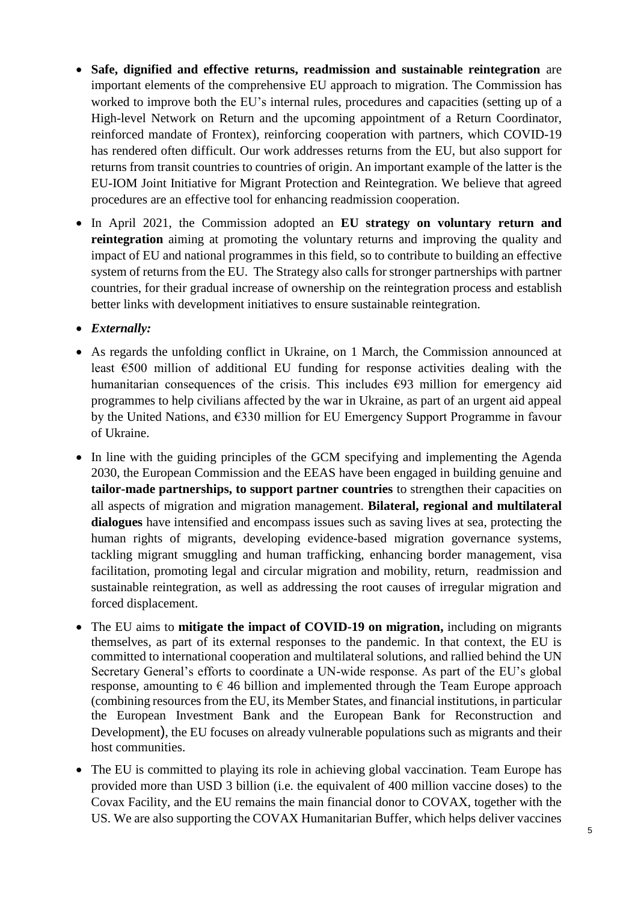- **Safe, dignified and effective returns, readmission and sustainable reintegration** are important elements of the comprehensive EU approach to migration. The Commission has worked to improve both the EU's internal rules, procedures and capacities (setting up of a High-level Network on Return and the upcoming appointment of a Return Coordinator, reinforced mandate of Frontex), reinforcing cooperation with partners, which COVID-19 has rendered often difficult. Our work addresses returns from the EU, but also support for returns from transit countries to countries of origin. An important example of the latter is the EU-IOM Joint Initiative for Migrant Protection and Reintegration. We believe that agreed procedures are an effective tool for enhancing readmission cooperation.
- In April 2021, the Commission adopted an **EU strategy on voluntary return and reintegration** aiming at promoting the voluntary returns and improving the quality and impact of EU and national programmes in this field, so to contribute to building an effective system of returns from the EU. The Strategy also calls for stronger partnerships with partner countries, for their gradual increase of ownership on the reintegration process and establish better links with development initiatives to ensure sustainable reintegration.
- ***Externally:***
- As regards the unfolding conflict in Ukraine, on 1 March, the Commission announced at least €500 million of additional EU funding for response activities dealing with the humanitarian consequences of the crisis. This includes €93 million for emergency aid programmes to help civilians affected by the war in Ukraine, as part of an urgent aid appeal by the United Nations, and €330 million for EU Emergency Support Programme in favour of Ukraine.
- In line with the guiding principles of the GCM specifying and implementing the Agenda 2030, the European Commission and the EEAS have been engaged in building genuine and **tailor-made partnerships, to support partner countries** to strengthen their capacities on all aspects of migration and migration management. **Bilateral, regional and multilateral dialogues** have intensified and encompass issues such as saving lives at sea, protecting the human rights of migrants, developing evidence-based migration governance systems, tackling migrant smuggling and human trafficking, enhancing border management, visa facilitation, promoting legal and circular migration and mobility, return, readmission and sustainable reintegration, as well as addressing the root causes of irregular migration and forced displacement.
- The EU aims to **mitigate the impact of COVID-19 on migration,** including on migrants themselves, as part of its external responses to the pandemic. In that context, the EU is committed to international cooperation and multilateral solutions, and rallied behind the UN Secretary General's efforts to coordinate a UN-wide response. As part of the EU's global response, amounting to € 46 billion and implemented through the Team Europe approach (combining resources from the EU, its Member States, and financial institutions, in particular the European Investment Bank and the European Bank for Reconstruction and Development), the EU focuses on already vulnerable populations such as migrants and their host communities.
- The EU is committed to playing its role in achieving global vaccination. Team Europe has provided more than USD 3 billion (i.e. the equivalent of 400 million vaccine doses) to the Covax Facility, and the EU remains the main financial donor to COVAX, together with the US. We are also supporting the COVAX Humanitarian Buffer, which helps deliver vaccines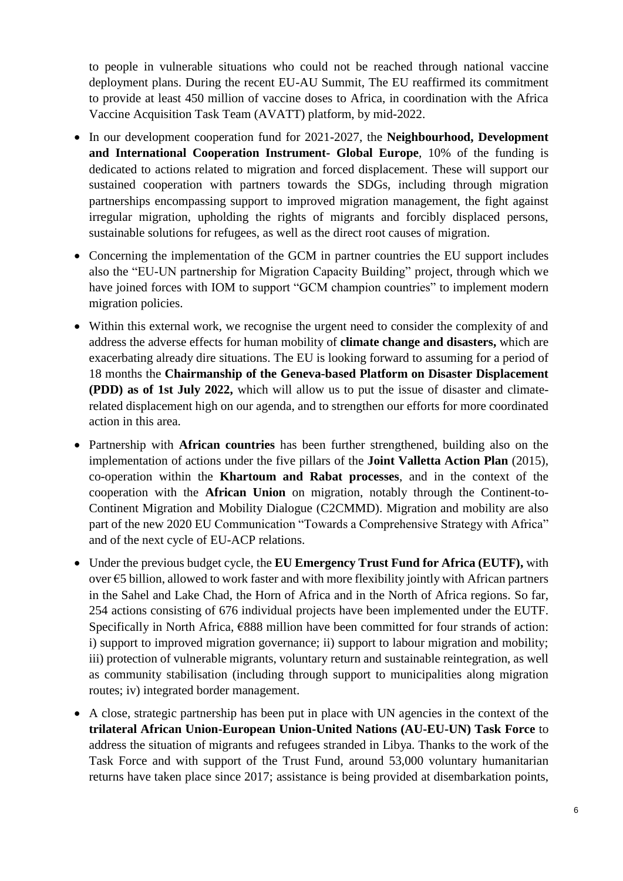to people in vulnerable situations who could not be reached through national vaccine deployment plans. During the recent EU-AU Summit, The EU reaffirmed its commitment to provide at least 450 million of vaccine doses to Africa, in coordination with the Africa Vaccine Acquisition Task Team (AVATT) platform, by mid-2022.

- In our development cooperation fund for 2021-2027, the **Neighbourhood, Development and International Cooperation Instrument- Global Europe**, 10% of the funding is dedicated to actions related to migration and forced displacement. These will support our sustained cooperation with partners towards the SDGs, including through migration partnerships encompassing support to improved migration management, the fight against irregular migration, upholding the rights of migrants and forcibly displaced persons, sustainable solutions for refugees, as well as the direct root causes of migration.

- Concerning the implementation of the GCM in partner countries the EU support includes also the "EU-UN partnership for Migration Capacity Building" project, through which we have joined forces with IOM to support "GCM champion countries" to implement modern migration policies.

- Within this external work, we recognise the urgent need to consider the complexity of and address the adverse effects for human mobility of **climate change and disasters,** which are exacerbating already dire situations. The EU is looking forward to assuming for a period of 18 months the **Chairmanship of the Geneva-based Platform on Disaster Displacement (PDD) as of 1st July 2022,** which will allow us to put the issue of disaster and climate-related displacement high on our agenda, and to strengthen our efforts for more coordinated action in this area.

- Partnership with **African countries** has been further strengthened, building also on the implementation of actions under the five pillars of the **Joint Valletta Action Plan** (2015), co-operation within the **Khartoum and Rabat processes**, and in the context of the cooperation with the **African Union** on migration, notably through the Continent-to-Continent Migration and Mobility Dialogue (C2CMMD). Migration and mobility are also part of the new 2020 EU Communication "Towards a Comprehensive Strategy with Africa" and of the next cycle of EU-ACP relations.

- Under the previous budget cycle, the **EU Emergency Trust Fund for Africa (EUTF),** with over €5 billion, allowed to work faster and with more flexibility jointly with African partners in the Sahel and Lake Chad, the Horn of Africa and in the North of Africa regions. So far, 254 actions consisting of 676 individual projects have been implemented under the EUTF. Specifically in North Africa, €888 million have been committed for four strands of action: i) support to improved migration governance; ii) support to labour migration and mobility; iii) protection of vulnerable migrants, voluntary return and sustainable reintegration, as well as community stabilisation (including through support to municipalities along migration routes; iv) integrated border management.

- A close, strategic partnership has been put in place with UN agencies in the context of the **trilateral African Union-European Union-United Nations (AU-EU-UN) Task Force** to address the situation of migrants and refugees stranded in Libya. Thanks to the work of the Task Force and with support of the Trust Fund, around 53,000 voluntary humanitarian returns have taken place since 2017; assistance is being provided at disembarkation points,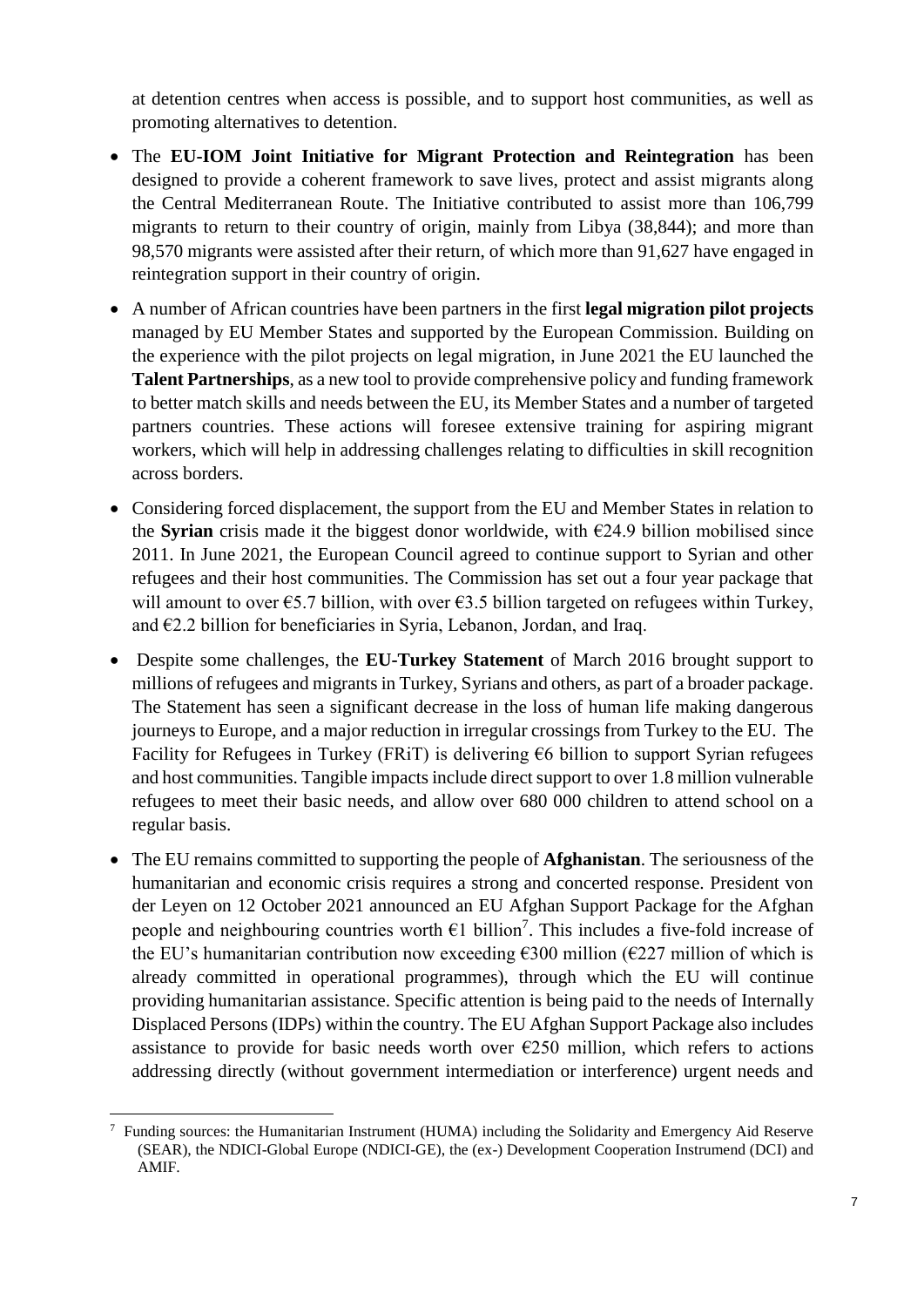at detention centres when access is possible, and to support host communities, as well as promoting alternatives to detention.

- The **EU-IOM Joint Initiative for Migrant Protection and Reintegration** has been designed to provide a coherent framework to save lives, protect and assist migrants along the Central Mediterranean Route. The Initiative contributed to assist more than 106,799 migrants to return to their country of origin, mainly from Libya (38,844); and more than 98,570 migrants were assisted after their return, of which more than 91,627 have engaged in reintegration support in their country of origin.
- A number of African countries have been partners in the first **legal migration pilot projects** managed by EU Member States and supported by the European Commission. Building on the experience with the pilot projects on legal migration, in June 2021 the EU launched the **Talent Partnerships**, as a new tool to provide comprehensive policy and funding framework to better match skills and needs between the EU, its Member States and a number of targeted partners countries. These actions will foresee extensive training for aspiring migrant workers, which will help in addressing challenges relating to difficulties in skill recognition across borders.
- Considering forced displacement, the support from the EU and Member States in relation to the **Syrian** crisis made it the biggest donor worldwide, with €24.9 billion mobilised since 2011. In June 2021, the European Council agreed to continue support to Syrian and other refugees and their host communities. The Commission has set out a four year package that will amount to over €5.7 billion, with over €3.5 billion targeted on refugees within Turkey, and €2.2 billion for beneficiaries in Syria, Lebanon, Jordan, and Iraq.
- Despite some challenges, the **EU-Turkey Statement** of March 2016 brought support to millions of refugees and migrants in Turkey, Syrians and others, as part of a broader package. The Statement has seen a significant decrease in the loss of human life making dangerous journeys to Europe, and a major reduction in irregular crossings from Turkey to the EU. The Facility for Refugees in Turkey (FRiT) is delivering €6 billion to support Syrian refugees and host communities. Tangible impacts include direct support to over 1.8 million vulnerable refugees to meet their basic needs, and allow over 680 000 children to attend school on a regular basis.
- The EU remains committed to supporting the people of **Afghanistan**. The seriousness of the humanitarian and economic crisis requires a strong and concerted response. President von der Leyen on 12 October 2021 announced an EU Afghan Support Package for the Afghan people and neighbouring countries worth €1 billion[7]. This includes a five-fold increase of the EU's humanitarian contribution now exceeding €300 million (€227 million of which is already committed in operational programmes), through which the EU will continue providing humanitarian assistance. Specific attention is being paid to the needs of Internally Displaced Persons (IDPs) within the country. The EU Afghan Support Package also includes assistance to provide for basic needs worth over €250 million, which refers to actions addressing directly (without government intermediation or interference) urgent needs and

[7] Funding sources: the Humanitarian Instrument (HUMA) including the Solidarity and Emergency Aid Reserve (SEAR), the NDICI-Global Europe (NDICI-GE), the (ex-) Development Cooperation Instrumend (DCI) and AMIF.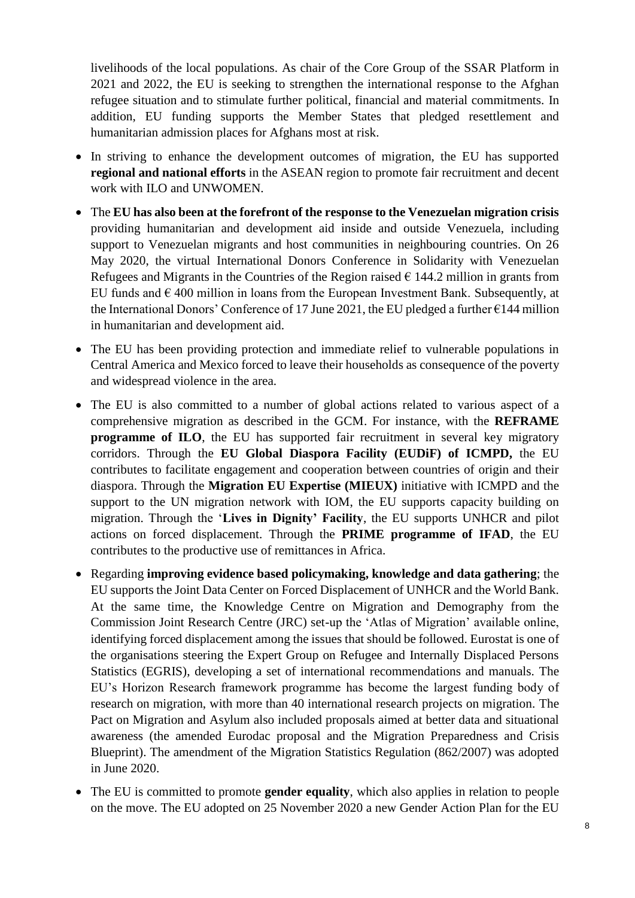livelihoods of the local populations. As chair of the Core Group of the SSAR Platform in 2021 and 2022, the EU is seeking to strengthen the international response to the Afghan refugee situation and to stimulate further political, financial and material commitments. In addition, EU funding supports the Member States that pledged resettlement and humanitarian admission places for Afghans most at risk.

- In striving to enhance the development outcomes of migration, the EU has supported **regional and national efforts** in the ASEAN region to promote fair recruitment and decent work with ILO and UNWOMEN.
- The **EU has also been at the forefront of the response to the Venezuelan migration crisis** providing humanitarian and development aid inside and outside Venezuela, including support to Venezuelan migrants and host communities in neighbouring countries. On 26 May 2020, the virtual International Donors Conference in Solidarity with Venezuelan Refugees and Migrants in the Countries of the Region raised € 144.2 million in grants from EU funds and € 400 million in loans from the European Investment Bank. Subsequently, at the International Donors' Conference of 17 June 2021, the EU pledged a further €144 million in humanitarian and development aid.
- The EU has been providing protection and immediate relief to vulnerable populations in Central America and Mexico forced to leave their households as consequence of the poverty and widespread violence in the area.
- The EU is also committed to a number of global actions related to various aspect of a comprehensive migration as described in the GCM. For instance, with the **REFRAME programme of ILO**, the EU has supported fair recruitment in several key migratory corridors. Through the **EU Global Diaspora Facility (EUDiF) of ICMPD,** the EU contributes to facilitate engagement and cooperation between countries of origin and their diaspora. Through the **Migration EU Expertise (MIEUX)** initiative with ICMPD and the support to the UN migration network with IOM, the EU supports capacity building on migration. Through the '**Lives in Dignity' Facility**, the EU supports UNHCR and pilot actions on forced displacement. Through the **PRIME programme of IFAD**, the EU contributes to the productive use of remittances in Africa.
- Regarding **improving evidence based policymaking, knowledge and data gathering**; the EU supports the Joint Data Center on Forced Displacement of UNHCR and the World Bank. At the same time, the Knowledge Centre on Migration and Demography from the Commission Joint Research Centre (JRC) set-up the 'Atlas of Migration' available online, identifying forced displacement among the issues that should be followed. Eurostat is one of the organisations steering the Expert Group on Refugee and Internally Displaced Persons Statistics (EGRIS), developing a set of international recommendations and manuals. The EU's Horizon Research framework programme has become the largest funding body of research on migration, with more than 40 international research projects on migration. The Pact on Migration and Asylum also included proposals aimed at better data and situational awareness (the amended Eurodac proposal and the Migration Preparedness and Crisis Blueprint). The amendment of the Migration Statistics Regulation (862/2007) was adopted in June 2020.
- The EU is committed to promote **gender equality**, which also applies in relation to people on the move. The EU adopted on 25 November 2020 a new Gender Action Plan for the EU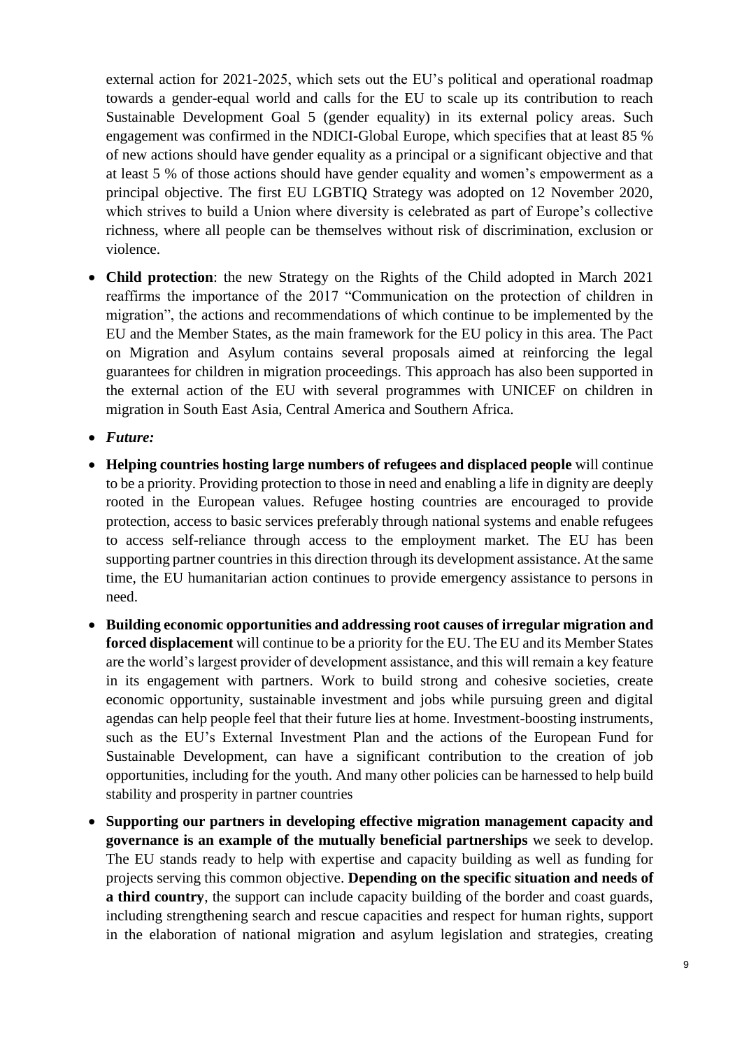external action for 2021-2025, which sets out the EU's political and operational roadmap towards a gender-equal world and calls for the EU to scale up its contribution to reach Sustainable Development Goal 5 (gender equality) in its external policy areas. Such engagement was confirmed in the NDICI-Global Europe, which specifies that at least 85 % of new actions should have gender equality as a principal or a significant objective and that at least 5 % of those actions should have gender equality and women's empowerment as a principal objective. The first EU LGBTIQ Strategy was adopted on 12 November 2020, which strives to build a Union where diversity is celebrated as part of Europe's collective richness, where all people can be themselves without risk of discrimination, exclusion or violence.

- **Child protection**: the new Strategy on the Rights of the Child adopted in March 2021 reaffirms the importance of the 2017 "Communication on the protection of children in migration", the actions and recommendations of which continue to be implemented by the EU and the Member States, as the main framework for the EU policy in this area. The Pact on Migration and Asylum contains several proposals aimed at reinforcing the legal guarantees for children in migration proceedings. This approach has also been supported in the external action of the EU with several programmes with UNICEF on children in migration in South East Asia, Central America and Southern Africa.
- ***Future:***
- **Helping countries hosting large numbers of refugees and displaced people** will continue to be a priority. Providing protection to those in need and enabling a life in dignity are deeply rooted in the European values. Refugee hosting countries are encouraged to provide protection, access to basic services preferably through national systems and enable refugees to access self-reliance through access to the employment market. The EU has been supporting partner countries in this direction through its development assistance. At the same time, the EU humanitarian action continues to provide emergency assistance to persons in need.
- **Building economic opportunities and addressing root causes of irregular migration and forced displacement** will continue to be a priority for the EU. The EU and its Member States are the world's largest provider of development assistance, and this will remain a key feature in its engagement with partners. Work to build strong and cohesive societies, create economic opportunity, sustainable investment and jobs while pursuing green and digital agendas can help people feel that their future lies at home. Investment-boosting instruments, such as the EU's External Investment Plan and the actions of the European Fund for Sustainable Development, can have a significant contribution to the creation of job opportunities, including for the youth. And many other policies can be harnessed to help build stability and prosperity in partner countries
- **Supporting our partners in developing effective migration management capacity and governance is an example of the mutually beneficial partnerships** we seek to develop. The EU stands ready to help with expertise and capacity building as well as funding for projects serving this common objective. **Depending on the specific situation and needs of a third country**, the support can include capacity building of the border and coast guards, including strengthening search and rescue capacities and respect for human rights, support in the elaboration of national migration and asylum legislation and strategies, creating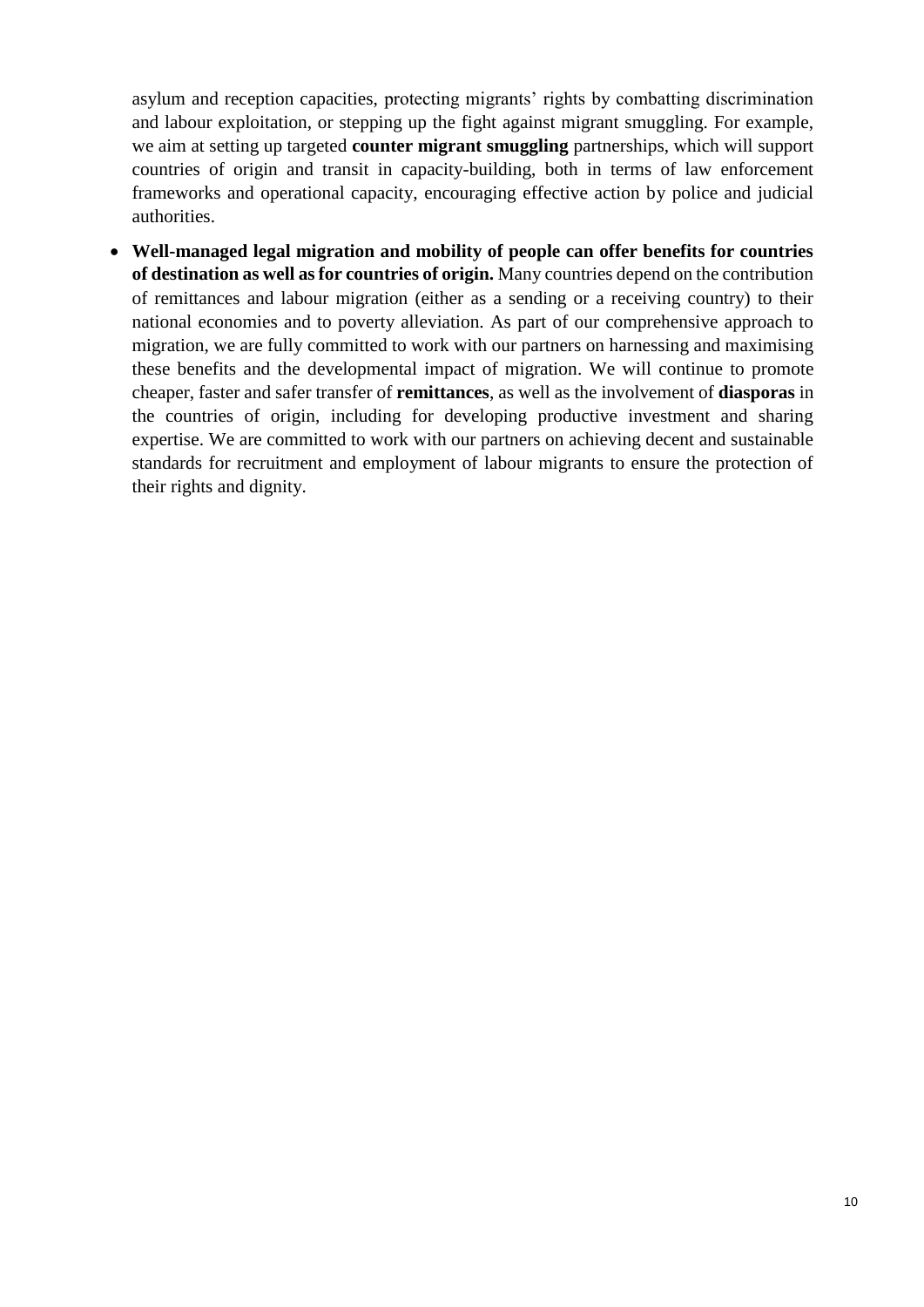asylum and reception capacities, protecting migrants' rights by combatting discrimination and labour exploitation, or stepping up the fight against migrant smuggling. For example, we aim at setting up targeted **counter migrant smuggling** partnerships, which will support countries of origin and transit in capacity-building, both in terms of law enforcement frameworks and operational capacity, encouraging effective action by police and judicial authorities.

- **Well-managed legal migration and mobility of people can offer benefits for countries of destination as well as for countries of origin.** Many countries depend on the contribution of remittances and labour migration (either as a sending or a receiving country) to their national economies and to poverty alleviation. As part of our comprehensive approach to migration, we are fully committed to work with our partners on harnessing and maximising these benefits and the developmental impact of migration. We will continue to promote cheaper, faster and safer transfer of **remittances**, as well as the involvement of **diasporas** in the countries of origin, including for developing productive investment and sharing expertise. We are committed to work with our partners on achieving decent and sustainable standards for recruitment and employment of labour migrants to ensure the protection of their rights and dignity.